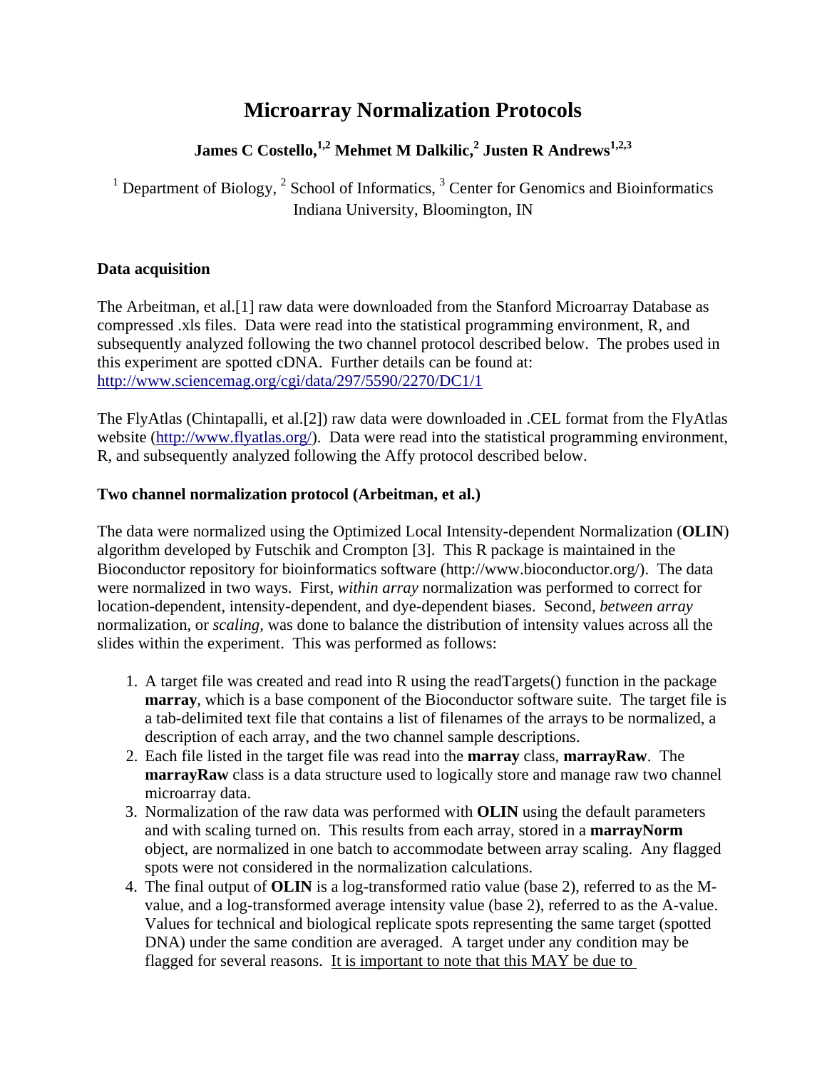# Microarray Normalization Protocols

**James C Costello,[1,2] Mehmet M Dalkilic,[2] Justen R Andrews[1,2,3]**

[1] Department of Biology, [2] School of Informatics, [3] Center for Genomics and Bioinformatics
Indiana University, Bloomington, IN

### Data acquisition

The Arbeitman, et al.[1] raw data were downloaded from the Stanford Microarray Database as compressed .xls files. Data were read into the statistical programming environment, R, and subsequently analyzed following the two channel protocol described below. The probes used in this experiment are spotted cDNA. Further details can be found at: http://www.sciencemag.org/cgi/data/297/5590/2270/DC1/1

The FlyAtlas (Chintapalli, et al.[2]) raw data were downloaded in .CEL format from the FlyAtlas website (http://www.flyatlas.org/). Data were read into the statistical programming environment, R, and subsequently analyzed following the Affy protocol described below.

### Two channel normalization protocol (Arbeitman, et al.)

The data were normalized using the Optimized Local Intensity-dependent Normalization (**OLIN**) algorithm developed by Futschik and Crompton [3]. This R package is maintained in the Bioconductor repository for bioinformatics software (http://www.bioconductor.org/). The data were normalized in two ways. First, *within array* normalization was performed to correct for location-dependent, intensity-dependent, and dye-dependent biases. Second, *between array* normalization, or *scaling*, was done to balance the distribution of intensity values across all the slides within the experiment. This was performed as follows:

1. A target file was created and read into R using the readTargets() function in the package **marray**, which is a base component of the Bioconductor software suite. The target file is a tab-delimited text file that contains a list of filenames of the arrays to be normalized, a description of each array, and the two channel sample descriptions.
2. Each file listed in the target file was read into the **marray** class, **marrayRaw**. The **marrayRaw** class is a data structure used to logically store and manage raw two channel microarray data.
3. Normalization of the raw data was performed with **OLIN** using the default parameters and with scaling turned on. This results from each array, stored in a **marrayNorm** object, are normalized in one batch to accommodate between array scaling. Any flagged spots were not considered in the normalization calculations.
4. The final output of **OLIN** is a log-transformed ratio value (base 2), referred to as the M-value, and a log-transformed average intensity value (base 2), referred to as the A-value. Values for technical and biological replicate spots representing the same target (spotted DNA) under the same condition are averaged. A target under any condition may be flagged for several reasons. <u>It is important to note that this MAY be due to</u>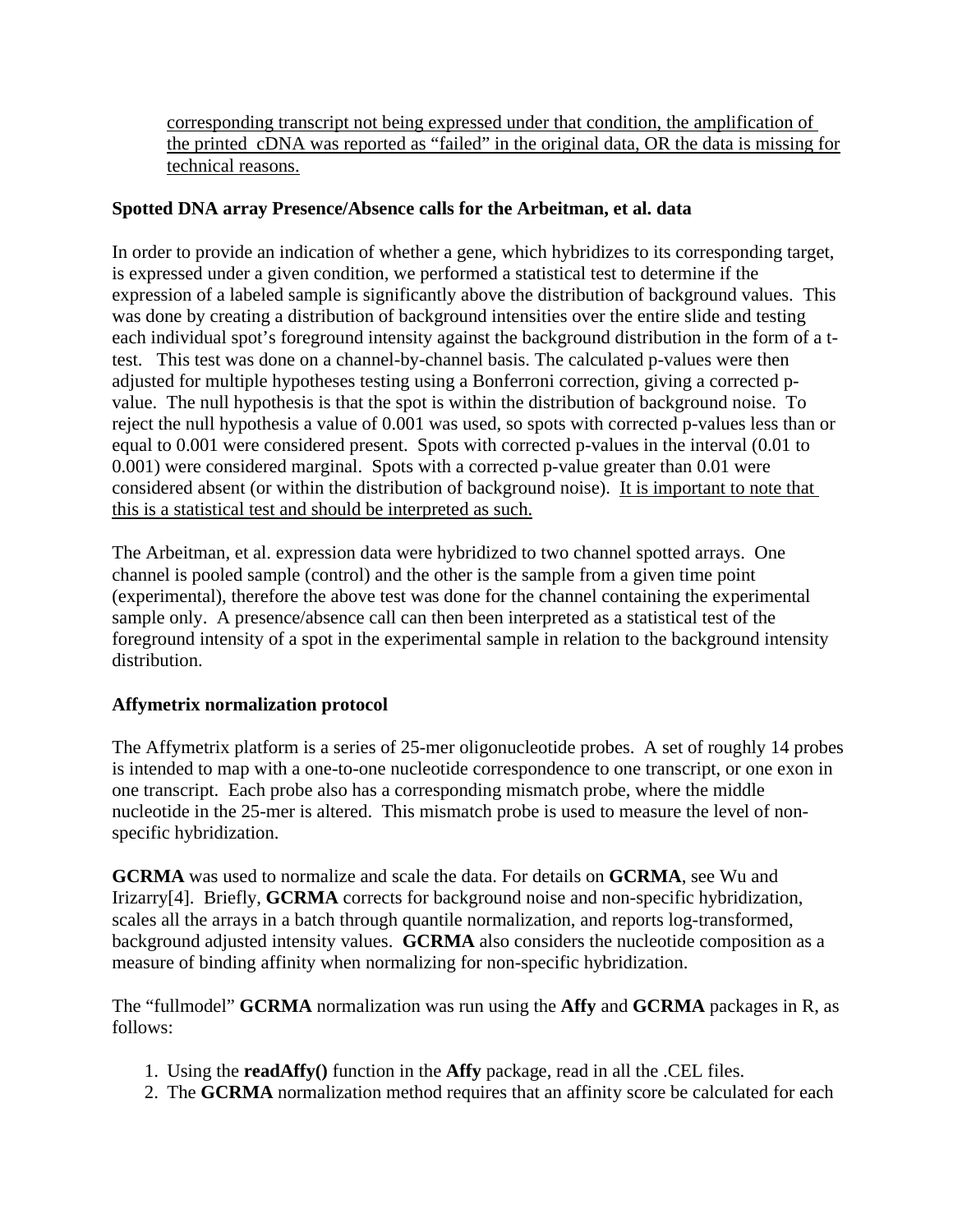corresponding transcript not being expressed under that condition, the amplification of the printed cDNA was reported as "failed" in the original data, OR the data is missing for technical reasons.

**Spotted DNA array Presence/Absence calls for the Arbeitman, et al. data**

In order to provide an indication of whether a gene, which hybridizes to its corresponding target, is expressed under a given condition, we performed a statistical test to determine if the expression of a labeled sample is significantly above the distribution of background values. This was done by creating a distribution of background intensities over the entire slide and testing each individual spot's foreground intensity against the background distribution in the form of a t-test. This test was done on a channel-by-channel basis. The calculated p-values were then adjusted for multiple hypotheses testing using a Bonferroni correction, giving a corrected p-value. The null hypothesis is that the spot is within the distribution of background noise. To reject the null hypothesis a value of 0.001 was used, so spots with corrected p-values less than or equal to 0.001 were considered present. Spots with corrected p-values in the interval (0.01 to 0.001) were considered marginal. Spots with a corrected p-value greater than 0.01 were considered absent (or within the distribution of background noise). It is important to note that this is a statistical test and should be interpreted as such.

The Arbeitman, et al. expression data were hybridized to two channel spotted arrays. One channel is pooled sample (control) and the other is the sample from a given time point (experimental), therefore the above test was done for the channel containing the experimental sample only. A presence/absence call can then been interpreted as a statistical test of the foreground intensity of a spot in the experimental sample in relation to the background intensity distribution.

**Affymetrix normalization protocol**

The Affymetrix platform is a series of 25-mer oligonucleotide probes. A set of roughly 14 probes is intended to map with a one-to-one nucleotide correspondence to one transcript, or one exon in one transcript. Each probe also has a corresponding mismatch probe, where the middle nucleotide in the 25-mer is altered. This mismatch probe is used to measure the level of non-specific hybridization.

**GCRMA** was used to normalize and scale the data. For details on **GCRMA**, see Wu and Irizarry[4]. Briefly, **GCRMA** corrects for background noise and non-specific hybridization, scales all the arrays in a batch through quantile normalization, and reports log-transformed, background adjusted intensity values. **GCRMA** also considers the nucleotide composition as a measure of binding affinity when normalizing for non-specific hybridization.

The "fullmodel" **GCRMA** normalization was run using the **Affy** and **GCRMA** packages in R, as follows:

1. Using the **readAffy()** function in the **Affy** package, read in all the .CEL files.
2. The **GCRMA** normalization method requires that an affinity score be calculated for each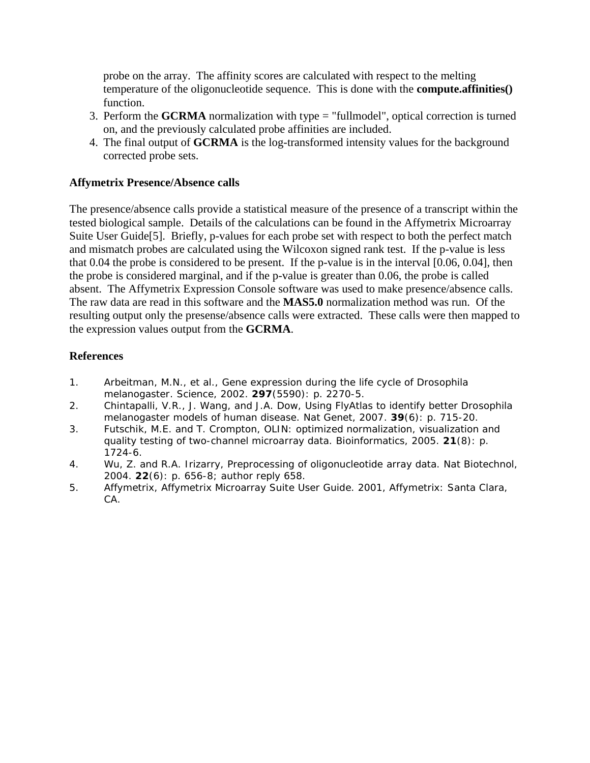probe on the array. The affinity scores are calculated with respect to the melting temperature of the oligonucleotide sequence. This is done with the **compute.affinities()** function.

3. Perform the **GCRMA** normalization with type = "fullmodel", optical correction is turned on, and the previously calculated probe affinities are included.
4. The final output of **GCRMA** is the log-transformed intensity values for the background corrected probe sets.

**Affymetrix Presence/Absence calls**

The presence/absence calls provide a statistical measure of the presence of a transcript within the tested biological sample. Details of the calculations can be found in the Affymetrix Microarray Suite User Guide[5]. Briefly, p-values for each probe set with respect to both the perfect match and mismatch probes are calculated using the Wilcoxon signed rank test. If the p-value is less that 0.04 the probe is considered to be present. If the p-value is in the interval [0.06, 0.04], then the probe is considered marginal, and if the p-value is greater than 0.06, the probe is called absent. The Affymetrix Expression Console software was used to make presence/absence calls. The raw data are read in this software and the **MAS5.0** normalization method was run. Of the resulting output only the presense/absence calls were extracted. These calls were then mapped to the expression values output from the **GCRMA**.

**References**

1. Arbeitman, M.N., et al., Gene expression during the life cycle of Drosophila melanogaster. Science, 2002. **297**(5590): p. 2270-5.
2. Chintapalli, V.R., J. Wang, and J.A. Dow, Using FlyAtlas to identify better Drosophila melanogaster models of human disease. Nat Genet, 2007. **39**(6): p. 715-20.
3. Futschik, M.E. and T. Crompton, OLIN: optimized normalization, visualization and quality testing of two-channel microarray data. Bioinformatics, 2005. **21**(8): p. 1724-6.
4. Wu, Z. and R.A. Irizarry, Preprocessing of oligonucleotide array data. Nat Biotechnol, 2004. **22**(6): p. 656-8; author reply 658.
5. Affymetrix, Affymetrix Microarray Suite User Guide. 2001, Affymetrix: Santa Clara, CA.